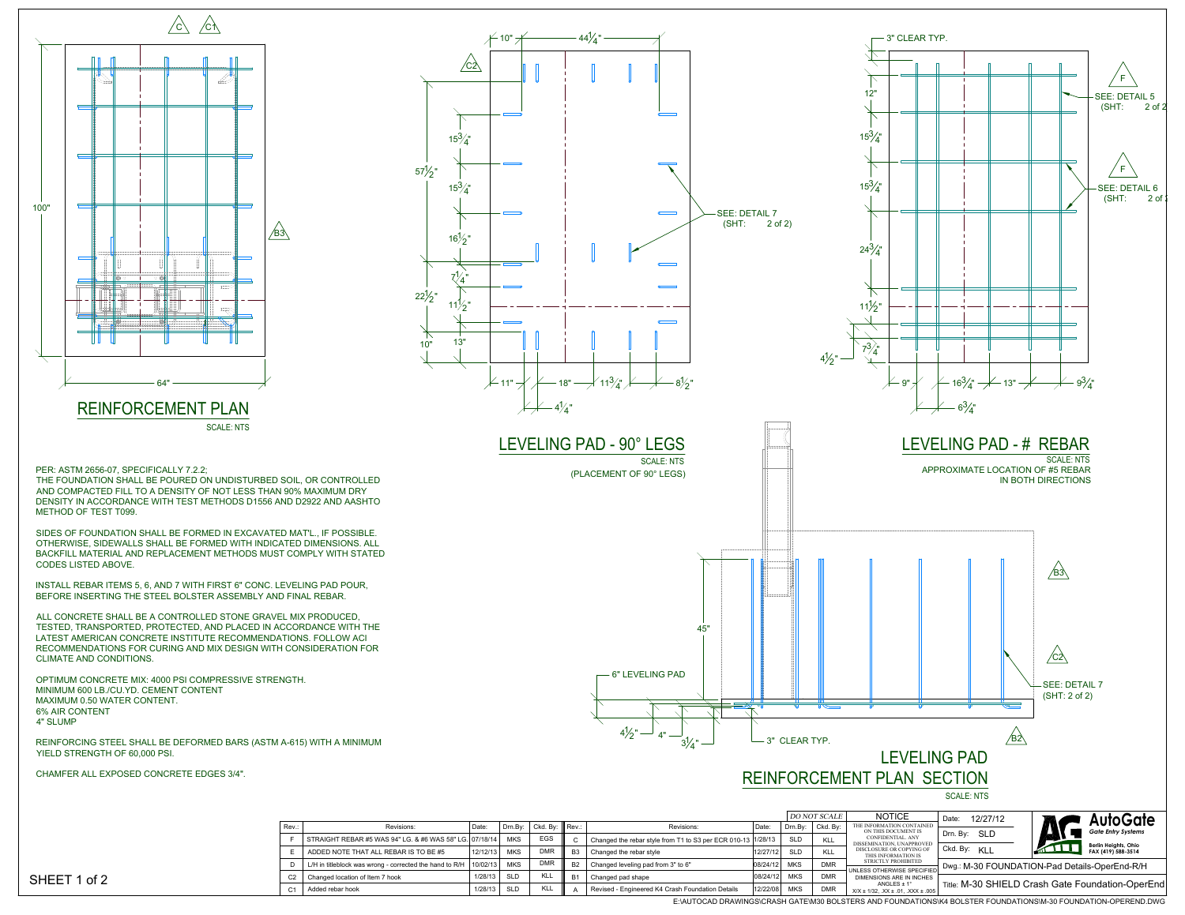## REINFORCEMENT PLAN

SCALE: NTS

## LEVELING PAD - 90° LEGS

SCALE: NTS

(PLACEMENT OF 90° LEGS)

SEE: DETAIL 7 (SHT: 2 of 2)

## LEVELING PAD - # REBAR

SCALE: NTS

APPROXIMATE LOCATION OF #5 REBAR IN BOTH DIRECTIONS

SEE: DETAIL 5 (SHT: 2 of 2)

SEE: DETAIL 6 (SHT: 2 of 2)

## LEVELING PAD REINFORCEMENT PLAN SECTION

SCALE: NTS

6" LEVELING PAD

3" CLEAR TYP.

SEE: DETAIL 7 (SHT: 2 of 2)

PER: ASTM 2656-07, SPECIFICALLY 7.2.2;
THE FOUNDATION SHALL BE POURED ON UNDISTURBED SOIL, OR CONTROLLED AND COMPACTED FILL TO A DENSITY OF NOT LESS THAN 90% MAXIMUM DRY DENSITY IN ACCORDANCE WITH TEST METHODS D1556 AND D2922 AND AASHTO METHOD OF TEST T099.

SIDES OF FOUNDATION SHALL BE FORMED IN EXCAVATED MAT'L., IF POSSIBLE. OTHERWISE, SIDEWALLS SHALL BE FORMED WITH INDICATED DIMENSIONS. ALL BACKFILL MATERIAL AND REPLACEMENT METHODS MUST COMPLY WITH STATED CODES LISTED ABOVE.

INSTALL REBAR ITEMS 5, 6, AND 7 WITH FIRST 6" CONC. LEVELING PAD POUR, BEFORE INSERTING THE STEEL BOLSTER ASSEMBLY AND FINAL REBAR.

ALL CONCRETE SHALL BE A CONTROLLED STONE GRAVEL MIX PRODUCED, TESTED, TRANSPORTED, PROTECTED, AND PLACED IN ACCORDANCE WITH THE LATEST AMERICAN CONCRETE INSTITUTE RECOMMENDATIONS. FOLLOW ACI RECOMMENDATIONS FOR CURING AND MIX DESIGN WITH CONSIDERATION FOR CLIMATE AND CONDITIONS.

OPTIMUM CONCRETE MIX: 4000 PSI COMPRESSIVE STRENGTH.
MINIMUM 600 LB./CU.YD. CEMENT CONTENT
MAXIMUM 0.50 WATER CONTENT.
6% AIR CONTENT
4" SLUMP

REINFORCING STEEL SHALL BE DEFORMED BARS (ASTM A-615) WITH A MINIMUM YIELD STRENGTH OF 60,000 PSI.

CHAMFER ALL EXPOSED CONCRETE EDGES 3/4".

| Rev.: | Revisions: | Date: | Drn.By: | Ckd. By: | Rev.: | Revisions: | Date: | Drn.By: | Ckd. By: |
|---|---|---|---|---|---|---|---|---|---|
| F | STRAIGHT REBAR #5 WAS 94" LG. & #6 WAS 58" LG. | 07/18/14 | MKS | EGS | C | Changed the rebar style from T1 to S3 per ECR 010-13 | 1/28/13 | SLD | KLL |
| E | ADDED NOTE THAT ALL REBAR IS TO BE #5 | 12/12/13 | MKS | DMR | B3 | Changed the rebar style | 12/27/12 | SLD | KLL |
| D | L/H in titleblock was wrong - corrected the hand to R/H | 10/02/13 | MKS | DMR | B2 | Changed leveling pad from 3" to 6" | 08/24/12 | MKS | DMR |
| C2 | Changed location of Item 7 hook | 1/28/13 | SLD | KLL | B1 | Changed pad shape | 08/24/12 | MKS | DMR |
| C1 | Added rebar hook | 1/28/13 | SLD | KLL | A | Revised - Engineered K4 Crash Foundation Details | 12/22/08 | MKS | DMR |

*DO NOT SCALE*

NOTICE: THE INFORMATION CONTAINED ON THIS DOCUMENT IS CONFIDENTIAL. ANY DISSEMINATION, UNAPPROVED DISCLOSURE OR COPYING OF THIS INFORMATION IS STRICTLY PROHIBITED

UNLESS OTHERWISE SPECIFIED DIMENSIONS ARE IN INCHES ANGLES ± 1°
X/X ± 1/32, .XX ± .01, .XXX ± .005

Date: 12/27/12
Drn. By: SLD
Ckd. By: KLL

AutoGate Gate Entry Systems
Berlin Heights, Ohio
FAX (419) 588-3514

Dwg.: M-30 FOUNDATION-Pad Details-OperEnd-R/H

Title: M-30 SHIELD Crash Gate Foundation-OperEnd

E:\AUTOCAD DRAWINGS\CRASH GATE\M30 BOLSTERS AND FOUNDATIONS\K4 BOLSTER FOUNDATIONS\M-30 FOUNDATION-OPEREND.DWG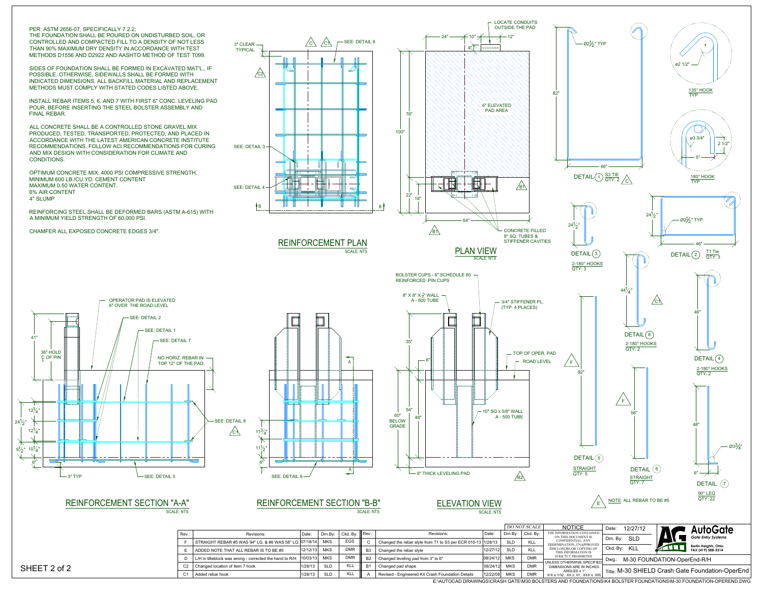PER: ASTM 2656-07, SPECIFICALLY 7.2.2;
THE FOUNDATION SHALL BE POURED ON UNDISTURBED SOIL, OR CONTROLLED AND COMPACTED FILL TO A DENSITY OF NOT LESS THAN 90% MAXIMUM DRY DENSITY IN ACCORDANCE WITH TEST METHODS D1556 AND D2922 AND AASHTO METHOD OF TEST T099.

SIDES OF FOUNDATION SHALL BE FORMED IN EXCAVATED MAT'L., IF POSSIBLE. OTHERWISE, SIDEWALLS SHALL BE FORMED WITH INDICATED DIMENSIONS. ALL BACKFILL MATERIAL AND REPLACEMENT METHODS MUST COMPLY WITH STATED CODES LISTED ABOVE.

INSTALL REBAR ITEMS 5, 6, AND 7 WITH FIRST 6" CONC. LEVELING PAD POUR, BEFORE INSERTING THE STEEL BOLSTER ASSEMBLY AND FINAL REBAR.

ALL CONCRETE SHALL BE A CONTROLLED STONE GRAVEL MIX PRODUCED, TESTED, TRANSPORTED, PROTECTED, AND PLACED IN ACCORDANCE WITH THE LATEST AMERICAN CONCRETE INSTITUTE RECOMMENDATIONS. FOLLOW ACI RECOMMENDATIONS FOR CURING AND MIX DESIGN WITH CONSIDERATION FOR CLIMATE AND CONDITIONS.

OPTIMUM CONCRETE MIX: 4000 PSI COMPRESSIVE STRENGTH.
MINIMUM 600 LB./CU.YD. CEMENT CONTENT
MAXIMUM 0.50 WATER CONTENT.
6% AIR CONTENT
4" SLUMP

REINFORCING STEEL SHALL BE DEFORMED BARS (ASTM A-615) WITH A MINIMUM YIELD STRENGTH OF 60,000 PSI.

CHAMFER ALL EXPOSED CONCRETE EDGES 3/4".

## REINFORCEMENT PLAN
SCALE: NTS

3" CLEAR TYPICAL; SEE: DETAIL 8; SEE: DETAIL 3; SEE: DETAIL 4; B — B

## PLAN VIEW
SCALE: NTS

LOCATE CONDUITS OUTSIDE THE PAD; 24"; 10"; 12"; 4"; 78"; 100"; 6" ELEVATED PAD AREA; 22"; 18"; 64"; CONCRETE FILLED 8" SQ. TUBES & STIFFENER CAVITIES

## REINFORCEMENT SECTION "A-A"
SCALE: NTS

OPERATOR PAD IS ELEVATED 6" OVER THE ROAD LEVEL; SEE: DETAIL 2; SEE: DETAIL 1; SEE: DETAIL 7; NO HORIZ. REBAR IN TOP 12" OF THE PAD.; 41"; 36" HOLD ℄ OF PIN; 12 1/4"; 24 1/2"; 12 1/4"; 9 1/2"; 10 1/4"; 6"; SEE: DETAIL 8; 3" TYP; SEE: DETAIL 5

## REINFORCEMENT SECTION "B-B"
SCALE: NTS

11 3/4"; 11 1/2"; 6"; SEE: DETAIL 6; A — A

## ELEVATION VIEW
SCALE: NTS

BOLSTER CUPS - 6" SCHEDULE 80 REINFORCED PIN CUPS; 8" X 8" X 1/2" WALL A - 500 TUBE; 3/4" STIFFENER PL. (TYP. 4 PLACES); 35"; 6"; TOP OF OPER. PAD; ROAD LEVEL; 60" BELOW GRADE; 54"; 48"; 10" SQ x 5/8" WALL A - 500 TUBE; 6" THICK LEVELING PAD

## DETAILS

- DETAIL 1: S3 TIE, QTY: 2 — 82" x 46", Ø2 1/2" TYP
- DETAIL 2: T1 Tie, QTY: 3 — 24 1/2" x 46", Ø2 1/2" TYP
- DETAIL 3: 2-180° HOOKS, QTY: 3 — 24 1/2"
- DETAIL 4: 2-180° HOOKS, QTY: 2 — 46"
- DETAIL 5: STRAIGHT, QTY: 5 — 92"
- DETAIL 6: STRAIGHT, QTY: 7 — 56"
- DETAIL 7: 90° LEG, QTY: 22 — 48", 6", Ø3 3/4"
- DETAIL 8: 2-180° HOOKS, QTY: 2 — 44 1/4"
- 135° HOOK TYP — ø2 1/2"
- 180° HOOK TYP — ø3 3/4", 2 1/2", 5"

NOTE: ALL REBAR TO BE #5

| Rev.: | Revisions: | Date: | Drn.By: | Ckd. By: | Rev.: | Revisions: | Date: | Drn.By: | Ckd. By: |
|---|---|---|---|---|---|---|---|---|---|
| F | STRAIGHT REBAR #5 WAS 94" LG. & #6 WAS 58" LG. | 07/18/14 | MKS | EGS | C | Changed the rebar style from T1 to S3 per ECR 010-13 | 1/28/13 | SLD | KLL |
| E | ADDED NOTE THAT ALL REBAR IS TO BE #5 | 12/12/13 | MKS | DMR | B3 | Changed the rebar style | 12/27/12 | SLD | KLL |
| D | L/H in titleblock was wrong - corrected the hand to R/H | 10/03/13 | MKS | DMR | B2 | Changed leveling pad from 3" to 6" | 08/24/12 | MKS | DMR |
| C2 | Changed location of Item 7 hook | 1/28/13 | SLD | KLL | B1 | Changed pad shape | 08/24/12 | MKS | DMR |
| C1 | Added rebar hook | 1/28/13 | SLD | KLL | A | Revised - Engineered K4 Crash Foundation Details | 12/22/08 | MKS | DMR |

DO NOT SCALE

NOTICE
THE INFORMATION CONTAINED ON THIS DOCUMENT IS CONFIDENTIAL. ANY DISSEMINATION, UNAPPROVED DISCLOSURE OR COPYING OF THIS INFORMATION IS STRICTLY PROHIBITED

UNLESS OTHERWISE SPECIFIED DIMENSIONS ARE IN INCHES ANGLES ± 1°
X/X ± 1/32, .XX ± .01, .XXX ± .005

Date: 12/27/12
Drn. By: SLD
Ckd. By: KLL

AutoGate — Gate Entry Systems — Berlin Heights, Ohio — FAX (419) 588-3514

Dwg.: M-30 FOUNDATION-OperEnd-R/H
Title: M-30 SHIELD Crash Gate Foundation-OperEnd

SHEET 2 of 2

E:\AUTOCAD DRAWINGS\CRASH GATE\M30 BOLSTERS AND FOUNDATIONS\K4 BOLSTER FOUNDATIONS\M-30 FOUNDATION-OPEREND.DWG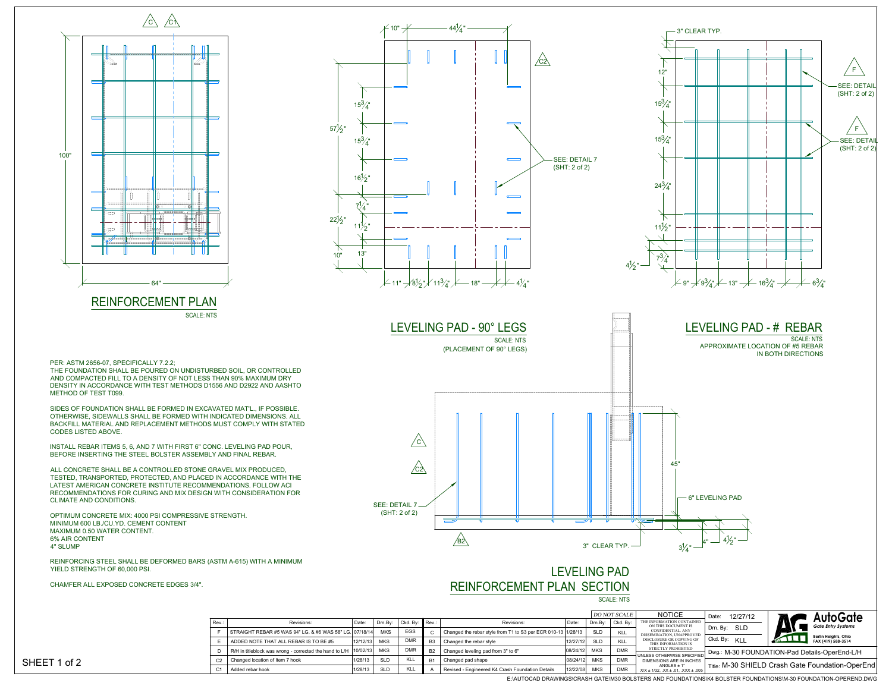## REINFORCEMENT PLAN

SCALE: NTS

100"

64"

## LEVELING PAD - 90° LEGS

SCALE: NTS
(PLACEMENT OF 90° LEGS)

10" 44¼"

57½" 15¾" 15¾" 16½" 7¼" 22½" 11½" 10" 13"

11" 8½" 11¾" 18" 4¼"

SEE: DETAIL 7 (SHT: 2 of 2)

## LEVELING PAD - # REBAR

SCALE: NTS
APPROXIMATE LOCATION OF #5 REBAR IN BOTH DIRECTIONS

3" CLEAR TYP.

12" 15¾" 15¾" 24¾" 11½" 7¾" 4½"

9" 9¾" 13" 16¾" 6¾"

SEE: DETAIL (SHT: 2 of 2)

SEE: DETAIL (SHT: 2 of 2)

## LEVELING PAD REINFORCEMENT PLAN SECTION

SCALE: NTS

SEE: DETAIL 7 (SHT: 2 of 2)

45"

6" LEVELING PAD

3" CLEAR TYP.

¾" 4" 4½"

PER: ASTM 2656-07, SPECIFICALLY 7.2.2;
THE FOUNDATION SHALL BE POURED ON UNDISTURBED SOIL, OR CONTROLLED AND COMPACTED FILL TO A DENSITY OF NOT LESS THAN 90% MAXIMUM DRY DENSITY IN ACCORDANCE WITH TEST METHODS D1556 AND D2922 AND AASHTO METHOD OF TEST T099.

SIDES OF FOUNDATION SHALL BE FORMED IN EXCAVATED MAT'L., IF POSSIBLE. OTHERWISE, SIDEWALLS SHALL BE FORMED WITH INDICATED DIMENSIONS. ALL BACKFILL MATERIAL AND REPLACEMENT METHODS MUST COMPLY WITH STATED CODES LISTED ABOVE.

INSTALL REBAR ITEMS 5, 6, AND 7 WITH FIRST 6" CONC. LEVELING PAD POUR, BEFORE INSERTING THE STEEL BOLSTER ASSEMBLY AND FINAL REBAR.

ALL CONCRETE SHALL BE A CONTROLLED STONE GRAVEL MIX PRODUCED, TESTED, TRANSPORTED, PROTECTED, AND PLACED IN ACCORDANCE WITH THE LATEST AMERICAN CONCRETE INSTITUTE RECOMMENDATIONS. FOLLOW ACI RECOMMENDATIONS FOR CURING AND MIX DESIGN WITH CONSIDERATION FOR CLIMATE AND CONDITIONS.

OPTIMUM CONCRETE MIX: 4000 PSI COMPRESSIVE STRENGTH.
MINIMUM 600 LB./CU.YD. CEMENT CONTENT
MAXIMUM 0.50 WATER CONTENT.
6% AIR CONTENT
4" SLUMP

REINFORCING STEEL SHALL BE DEFORMED BARS (ASTM A-615) WITH A MINIMUM YIELD STRENGTH OF 60,000 PSI.

CHAMFER ALL EXPOSED CONCRETE EDGES 3/4".

| Rev.: | Revisions: | Date: | Drn.By: | Ckd. By: | Rev.: | Revisions: | Date: | Drn.By: | Ckd. By: |
|---|---|---|---|---|---|---|---|---|---|
| F | STRAIGHT REBAR #5 WAS 94" LG. & #6 WAS 58" LG. | 07/18/14 | MKS | EGS | C | Changed the rebar style from T1 to S3 per ECR 010-13 | 1/28/13 | SLD | KLL |
| E | ADDED NOTE THAT ALL REBAR IS TO BE #5 | 12/12/13 | MKS | DMR | B3 | Changed the rebar style | 12/27/12 | SLD | KLL |
| D | R/H in titleblock was wrong - corrected the hand to L/H | 10/02/13 | MKS | DMR | B2 | Changed leveling pad from 3" to 6" | 08/24/12 | MKS | DMR |
| C2 | Changed location of Item 7 hook | 1/28/13 | SLD | KLL | B1 | Changed pad shape | 08/24/12 | MKS | DMR |
| C1 | Added rebar hook | 1/28/13 | SLD | KLL | A | Revised - Engineered K4 Crash Foundation Details | 12/22/08 | MKS | DMR |

*DO NOT SCALE*

NOTICE
THE INFORMATION CONTAINED ON THIS DOCUMENT IS CONFIDENTIAL. ANY DISSEMINATION, UNAPPROVED DISCLOSURE OR COPYING OF THIS INFORMATION IS STRICTLY PROHIBITED

UNLESS OTHERWISE SPECIFIED DIMENSIONS ARE IN INCHES ANGLES ± 1° X/X ± 1/32, .XX ± .01, .XXX ± .005

Date: 12/27/12
Drn. By: SLD
Ckd. By: KLL

AutoGate *Gate Entry Systems* Berlin Heights, Ohio FAX (419) 588-3514

Dwg.: M-30 FOUNDATION-Pad Details-OperEnd-L/H

Title: M-30 SHIELD Crash Gate Foundation-OperEnd

SHEET 1 of 2

E:\AUTOCAD DRAWINGS\CRASH GATE\M30 BOLSTERS AND FOUNDATIONS\K4 BOLSTER FOUNDATIONS\M-30 FOUNDATION-OPEREND.DWG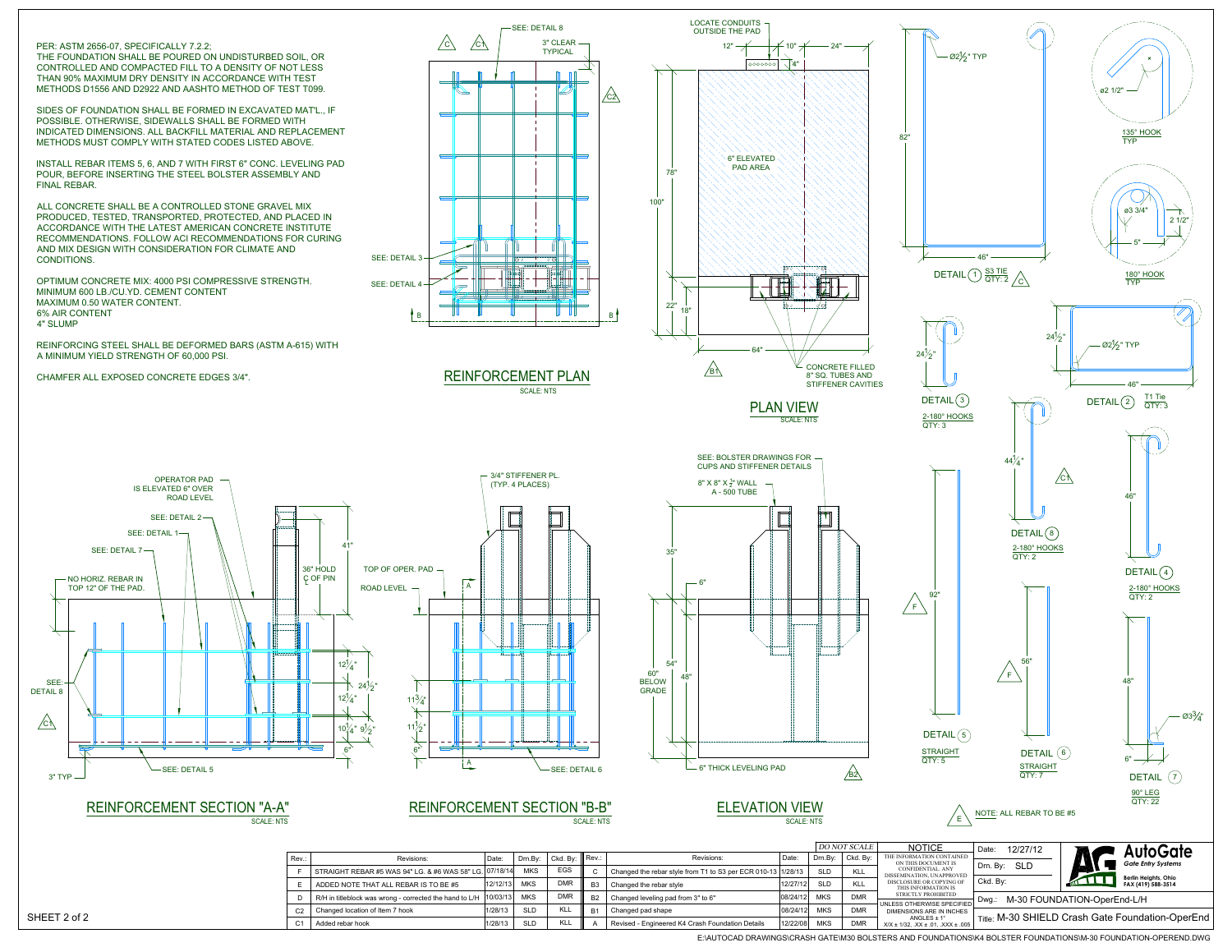PER: ASTM 2656-07, SPECIFICALLY 7.2.2:
THE FOUNDATION SHALL BE POURED ON UNDISTURBED SOIL, OR CONTROLLED AND COMPACTED FILL TO A DENSITY OF NOT LESS THAN 90% MAXIMUM DRY DENSITY IN ACCORDANCE WITH TEST METHODS D1556 AND D2922 AND AASHTO METHOD OF TEST T099.

SIDES OF FOUNDATION SHALL BE FORMED IN EXCAVATED MAT'L., IF POSSIBLE. OTHERWISE, SIDEWALLS SHALL BE FORMED WITH INDICATED DIMENSIONS. ALL BACKFILL MATERIAL AND REPLACEMENT METHODS MUST COMPLY WITH STATED CODES LISTED ABOVE.

INSTALL REBAR ITEMS 5, 6, AND 7 WITH FIRST 6" CONC. LEVELING PAD POUR, BEFORE INSERTING THE STEEL BOLSTER ASSEMBLY AND FINAL REBAR.

ALL CONCRETE SHALL BE A CONTROLLED STONE GRAVEL MIX PRODUCED, TESTED, TRANSPORTED, PROTECTED, AND PLACED IN ACCORDANCE WITH THE LATEST AMERICAN CONCRETE INSTITUTE RECOMMENDATIONS. FOLLOW ACI RECOMMENDATIONS FOR CURING AND MIX DESIGN WITH CONSIDERATION FOR CLIMATE AND CONDITIONS.

OPTIMUM CONCRETE MIX: 4000 PSI COMPRESSIVE STRENGTH.
MINIMUM 600 LB./CU.YD. CEMENT CONTENT
MAXIMUM 0.50 WATER CONTENT.
6% AIR CONTENT
4" SLUMP

REINFORCING STEEL SHALL BE DEFORMED BARS (ASTM A-615) WITH A MINIMUM YIELD STRENGTH OF 60,000 PSI.

CHAMFER ALL EXPOSED CONCRETE EDGES 3/4".

## REINFORCEMENT PLAN
SCALE: NTS

SEE: DETAIL 8
3" CLEAR TYPICAL
SEE: DETAIL 3
SEE: DETAIL 4
C  C1  C2  B  B

## PLAN VIEW
SCALE: NTS

LOCATE CONDUITS OUTSIDE THE PAD
12"  10"  24"  4"
6" ELEVATED PAD AREA
78"  100"  22"  18"  64"
CONCRETE FILLED 8" SQ. TUBES AND STIFFENER CAVITIES
B1

DETAIL 1 — S3 TIE, QTY: 2 — Ø2½" TYP — 82" — 46" — C

135° HOOK TYP — ø2 1/2"

180° HOOK TYP — ø3 3/4" — 2 1/2" — 5"

DETAIL 2 — T1 Tie, QTY: 3 — 24½" — Ø2½" TYP — 46"

DETAIL 3 — 2-180° HOOKS, QTY: 3 — 24½"

DETAIL 8 — 2-180° HOOKS, QTY: 2 — 44¼" — C1

DETAIL 4 — 2-180° HOOKS, QTY: 2 — 46"

## REINFORCEMENT SECTION "A-A"
SCALE: NTS

OPERATOR PAD IS ELEVATED 6" OVER ROAD LEVEL
SEE: DETAIL 2
SEE: DETAIL 1
SEE: DETAIL 7
NO HORIZ. REBAR IN TOP 12" OF THE PAD.
SEE: DETAIL 8
C1
3" TYP
SEE: DETAIL 5
41"  36" HOLD ℄ OF PIN
12¼"  24½"  12¼"  10¼"  9½"  6"

## REINFORCEMENT SECTION "B-B"
SCALE: NTS

3/4" STIFFENER PL. (TYP. 4 PLACES)
TOP OF OPER. PAD
ROAD LEVEL
A  A
11¾"  11½"  6"
SEE: DETAIL 6

## ELEVATION VIEW
SCALE: NTS

SEE: BOLSTER DRAWINGS FOR CUPS AND STIFFENER DETAILS
8" X 8" X ½" WALL A - 500 TUBE
35"  6"  60" BELOW GRADE  54"  48"
6" THICK LEVELING PAD
B2

DETAIL 5 — STRAIGHT, QTY: 5 — 92" — F

DETAIL 6 — STRAIGHT, QTY: 7 — 56" — F

DETAIL 7 — 90° LEG, QTY: 22 — 48" — Ø3¾" — 6"

E  NOTE: ALL REBAR TO BE #5

| Rev.: | Revisions: | Date: | Drn.By: | Ckd. By: |
|---|---|---|---|---|
| F | STRAIGHT REBAR #5 WAS 94" LG. & #6 WAS 58" LG. | 07/18/14 | MKS | EGS |
| E | ADDED NOTE THAT ALL REBAR IS TO BE #5 | 12/12/13 | MKS | DMR |
| D | R/H in titleblock was wrong - corrected the hand to L/H | 10/03/13 | MKS | DMR |
| C2 | Changed location of Item 7 hook | 1/28/13 | SLD | KLL |
| C1 | Added rebar hook | 1/28/13 | SLD | KLL |

| Rev.: | Revisions: | Date: | Drn.By: | Ckd. By: |
|---|---|---|---|---|
| C | Changed the rebar style from T1 to S3 per ECR 010-13 | 1/28/13 | SLD | KLL |
| B3 | Changed the rebar style | 12/27/12 | SLD | KLL |
| B2 | Changed leveling pad from 3" to 6" | 08/24/12 | MKS | DMR |
| B1 | Changed pad shape | 08/24/12 | MKS | DMR |
| A | Revised - Engineered K4 Crash Foundation Details | 12/22/08 | MKS | DMR |

DO NOT SCALE

NOTICE
THE INFORMATION CONTAINED ON THIS DOCUMENT IS CONFIDENTIAL. ANY DISSEMINATION, UNAPPROVED DISCLOSURE OR COPYING OF THIS INFORMATION IS STRICTLY PROHIBITED

UNLESS OTHERWISE SPECIFIED DIMENSIONS ARE IN INCHES
ANGLES ± 1°
X/X ± 1/32, .XX ± .01, .XXX ± .005

Date: 12/27/12
Drn. By: SLD
Ckd. By:

AutoGate — Gate Entry Systems — Berlin Heights, Ohio — FAX (419) 588-3514

Dwg.: M-30 FOUNDATION-OperEnd-L/H
Title: M-30 SHIELD Crash Gate Foundation-OperEnd

SHEET 2 of 2

E:\AUTOCAD DRAWINGS\CRASH GATE\M30 BOLSTERS AND FOUNDATIONS\K4 BOLSTER FOUNDATIONS\M-30 FOUNDATION-OPEREND.DWG